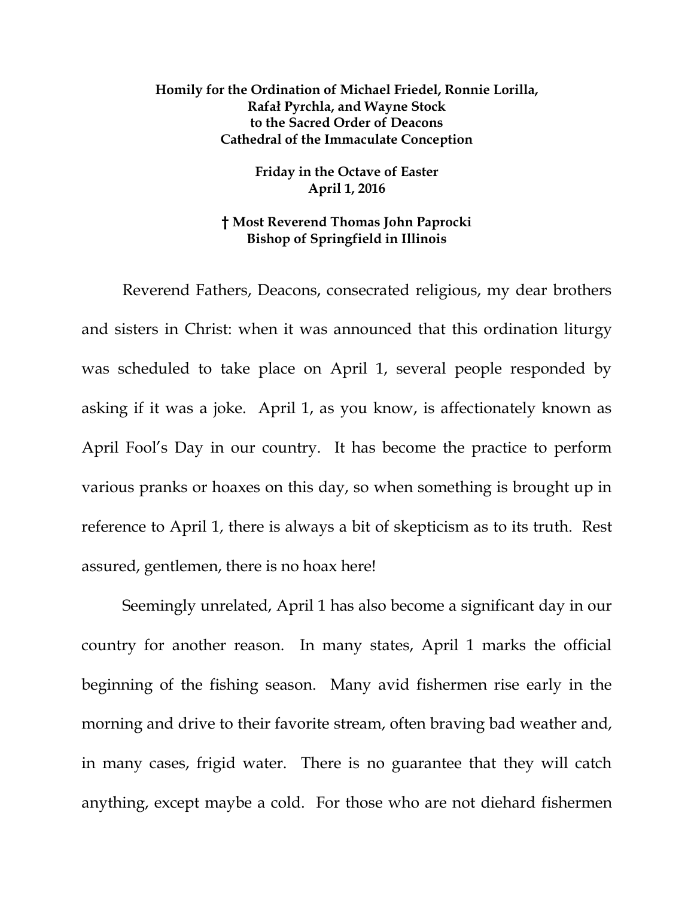**Homily for the Ordination of Michael Friedel, Ronnie Lorilla, Rafał Pyrchla, and Wayne Stock to the Sacred Order of Deacons Cathedral of the Immaculate Conception**

**Friday in the Octave of Easter April 1, 2016**

**† Most Reverend Thomas John Paprocki Bishop of Springfield in Illinois**

Reverend Fathers, Deacons, consecrated religious, my dear brothers and sisters in Christ: when it was announced that this ordination liturgy was scheduled to take place on April 1, several people responded by asking if it was a joke. April 1, as you know, is affectionately known as April Fool's Day in our country. It has become the practice to perform various pranks or hoaxes on this day, so when something is brought up in reference to April 1, there is always a bit of skepticism as to its truth. Rest assured, gentlemen, there is no hoax here!

Seemingly unrelated, April 1 has also become a significant day in our country for another reason. In many states, April 1 marks the official beginning of the fishing season. Many avid fishermen rise early in the morning and drive to their favorite stream, often braving bad weather and, in many cases, frigid water. There is no guarantee that they will catch anything, except maybe a cold. For those who are not diehard fishermen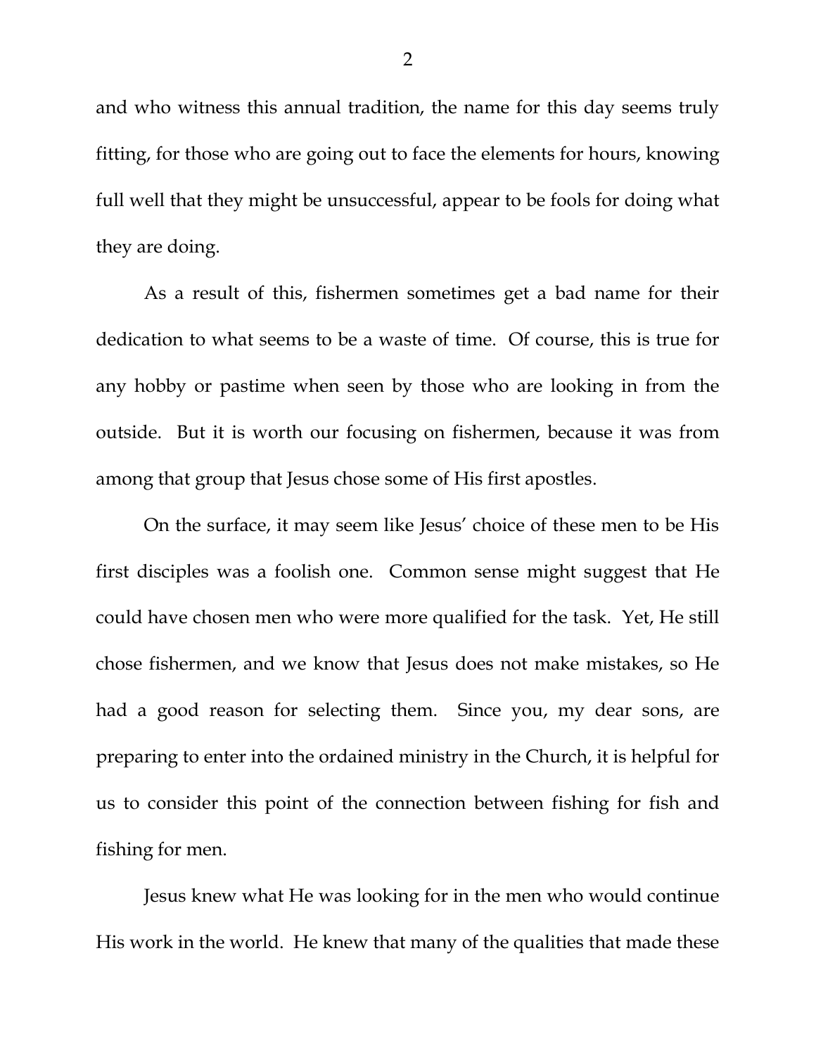and who witness this annual tradition, the name for this day seems truly fitting, for those who are going out to face the elements for hours, knowing full well that they might be unsuccessful, appear to be fools for doing what they are doing.

As a result of this, fishermen sometimes get a bad name for their dedication to what seems to be a waste of time. Of course, this is true for any hobby or pastime when seen by those who are looking in from the outside. But it is worth our focusing on fishermen, because it was from among that group that Jesus chose some of His first apostles.

On the surface, it may seem like Jesus' choice of these men to be His first disciples was a foolish one. Common sense might suggest that He could have chosen men who were more qualified for the task. Yet, He still chose fishermen, and we know that Jesus does not make mistakes, so He had a good reason for selecting them. Since you, my dear sons, are preparing to enter into the ordained ministry in the Church, it is helpful for us to consider this point of the connection between fishing for fish and fishing for men.

Jesus knew what He was looking for in the men who would continue His work in the world. He knew that many of the qualities that made these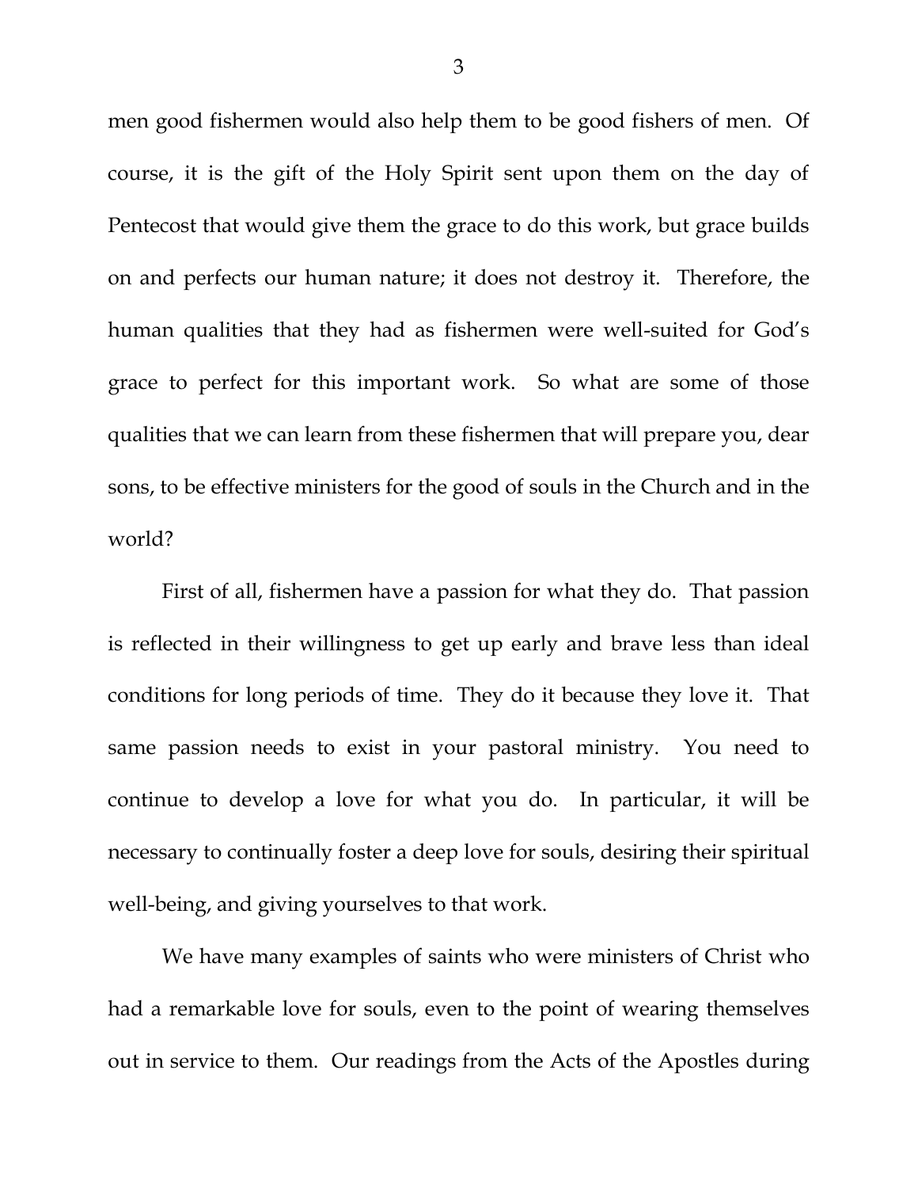men good fishermen would also help them to be good fishers of men. Of course, it is the gift of the Holy Spirit sent upon them on the day of Pentecost that would give them the grace to do this work, but grace builds on and perfects our human nature; it does not destroy it. Therefore, the human qualities that they had as fishermen were well-suited for God's grace to perfect for this important work. So what are some of those qualities that we can learn from these fishermen that will prepare you, dear sons, to be effective ministers for the good of souls in the Church and in the world?

First of all, fishermen have a passion for what they do. That passion is reflected in their willingness to get up early and brave less than ideal conditions for long periods of time. They do it because they love it. That same passion needs to exist in your pastoral ministry. You need to continue to develop a love for what you do. In particular, it will be necessary to continually foster a deep love for souls, desiring their spiritual well-being, and giving yourselves to that work.

We have many examples of saints who were ministers of Christ who had a remarkable love for souls, even to the point of wearing themselves out in service to them. Our readings from the Acts of the Apostles during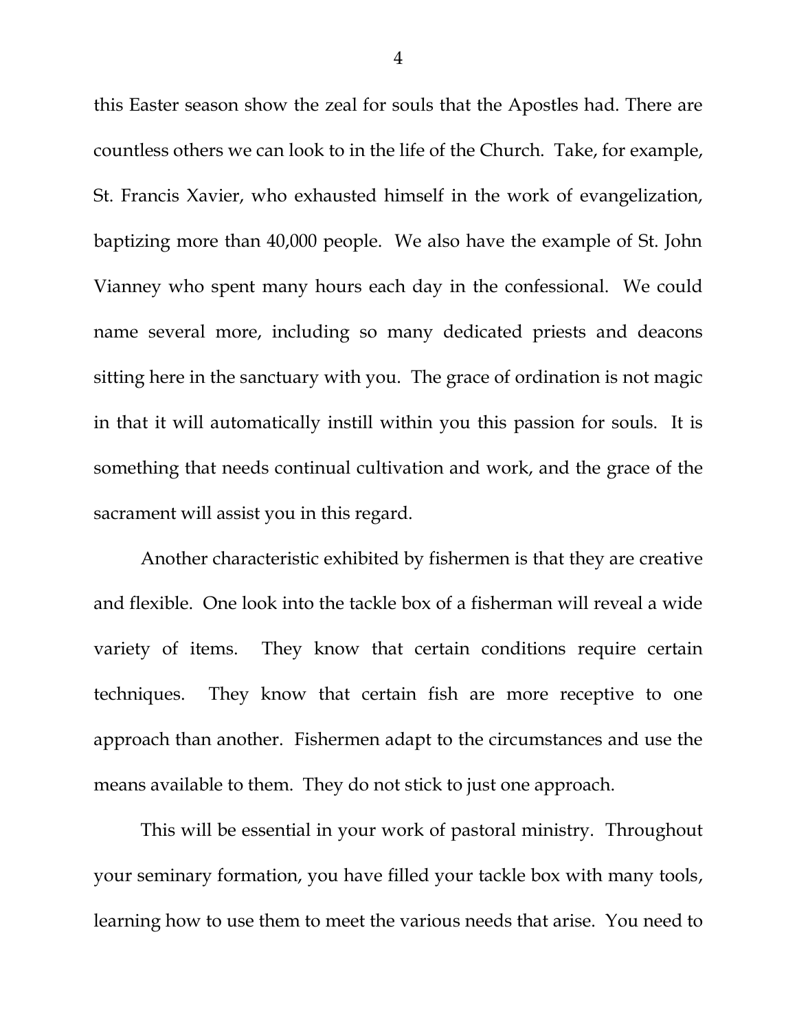this Easter season show the zeal for souls that the Apostles had. There are countless others we can look to in the life of the Church. Take, for example, St. Francis Xavier, who exhausted himself in the work of evangelization, baptizing more than 40,000 people. We also have the example of St. John Vianney who spent many hours each day in the confessional. We could name several more, including so many dedicated priests and deacons sitting here in the sanctuary with you. The grace of ordination is not magic in that it will automatically instill within you this passion for souls. It is something that needs continual cultivation and work, and the grace of the sacrament will assist you in this regard.

Another characteristic exhibited by fishermen is that they are creative and flexible. One look into the tackle box of a fisherman will reveal a wide variety of items. They know that certain conditions require certain techniques. They know that certain fish are more receptive to one approach than another. Fishermen adapt to the circumstances and use the means available to them. They do not stick to just one approach.

This will be essential in your work of pastoral ministry. Throughout your seminary formation, you have filled your tackle box with many tools, learning how to use them to meet the various needs that arise. You need to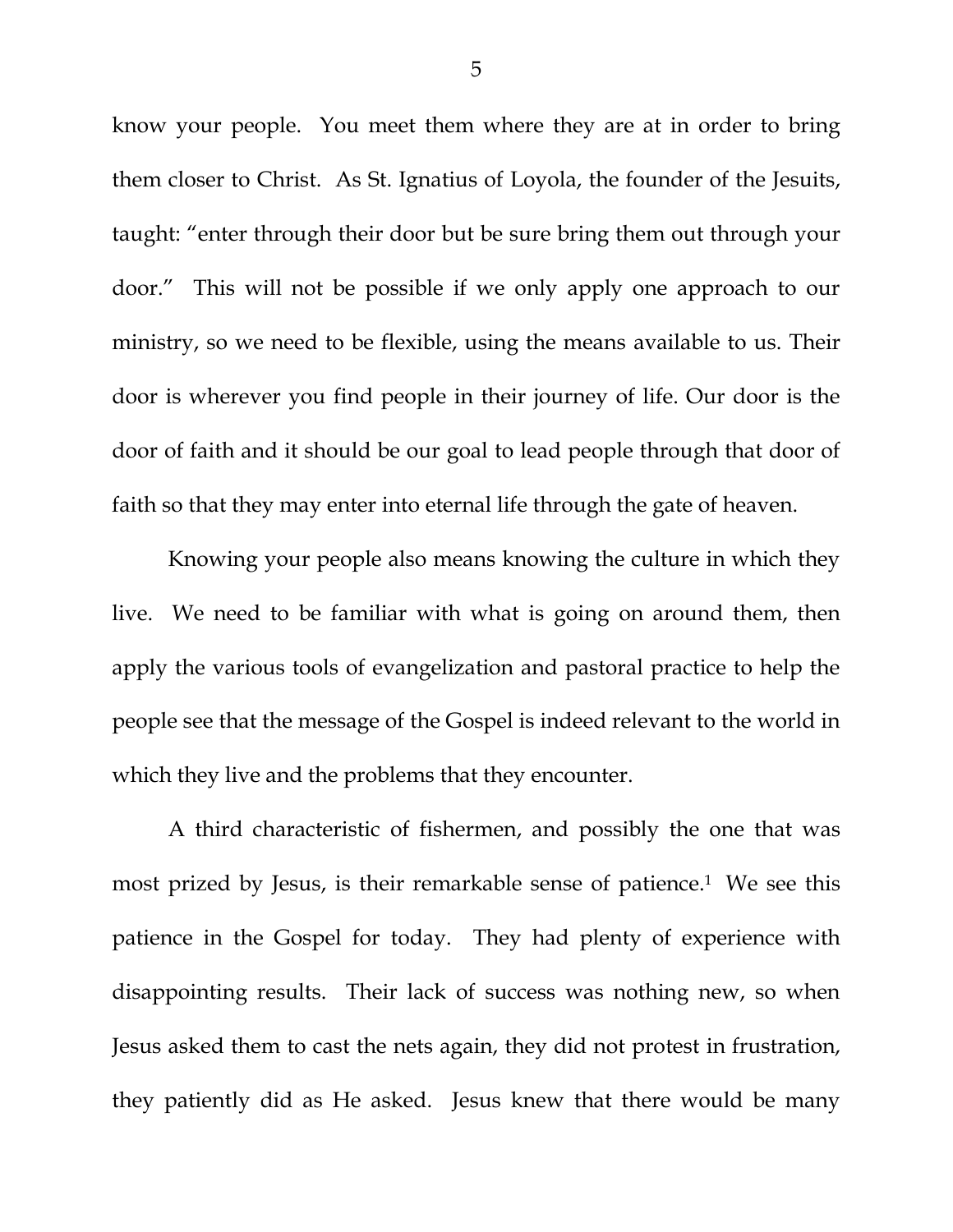know your people. You meet them where they are at in order to bring them closer to Christ. As St. Ignatius of Loyola, the founder of the Jesuits, taught: "enter through their door but be sure bring them out through your door." This will not be possible if we only apply one approach to our ministry, so we need to be flexible, using the means available to us. Their door is wherever you find people in their journey of life. Our door is the door of faith and it should be our goal to lead people through that door of faith so that they may enter into eternal life through the gate of heaven.

Knowing your people also means knowing the culture in which they live. We need to be familiar with what is going on around them, then apply the various tools of evangelization and pastoral practice to help the people see that the message of the Gospel is indeed relevant to the world in which they live and the problems that they encounter.

A third characteristic of fishermen, and possibly the one that was most prized by Jesus, is their remarkable sense of patience.[1] We see this patience in the Gospel for today. They had plenty of experience with disappointing results. Their lack of success was nothing new, so when Jesus asked them to cast the nets again, they did not protest in frustration, they patiently did as He asked. Jesus knew that there would be many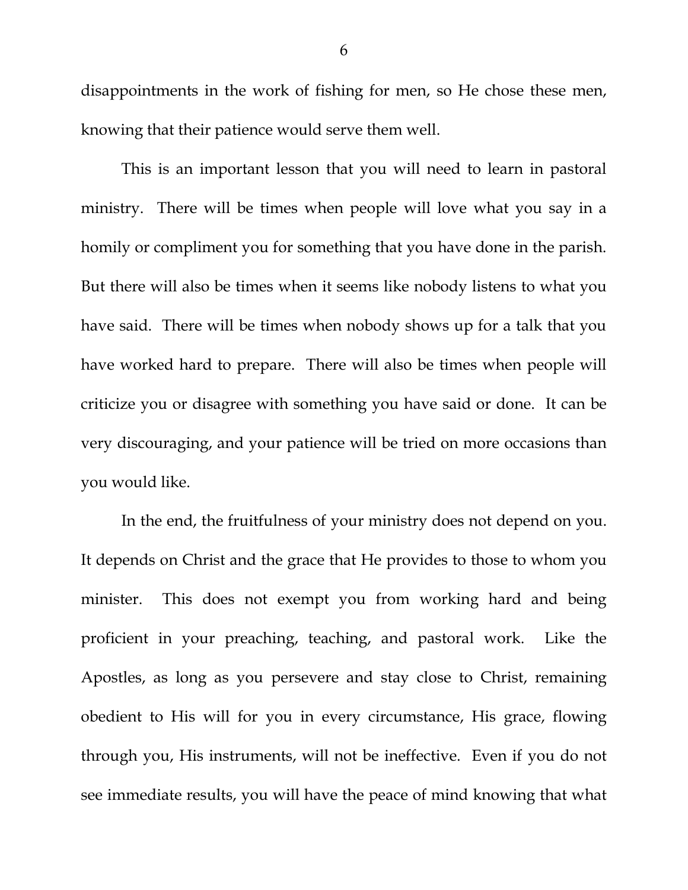disappointments in the work of fishing for men, so He chose these men, knowing that their patience would serve them well.

This is an important lesson that you will need to learn in pastoral ministry. There will be times when people will love what you say in a homily or compliment you for something that you have done in the parish. But there will also be times when it seems like nobody listens to what you have said. There will be times when nobody shows up for a talk that you have worked hard to prepare. There will also be times when people will criticize you or disagree with something you have said or done. It can be very discouraging, and your patience will be tried on more occasions than you would like.

In the end, the fruitfulness of your ministry does not depend on you. It depends on Christ and the grace that He provides to those to whom you minister. This does not exempt you from working hard and being proficient in your preaching, teaching, and pastoral work. Like the Apostles, as long as you persevere and stay close to Christ, remaining obedient to His will for you in every circumstance, His grace, flowing through you, His instruments, will not be ineffective. Even if you do not see immediate results, you will have the peace of mind knowing that what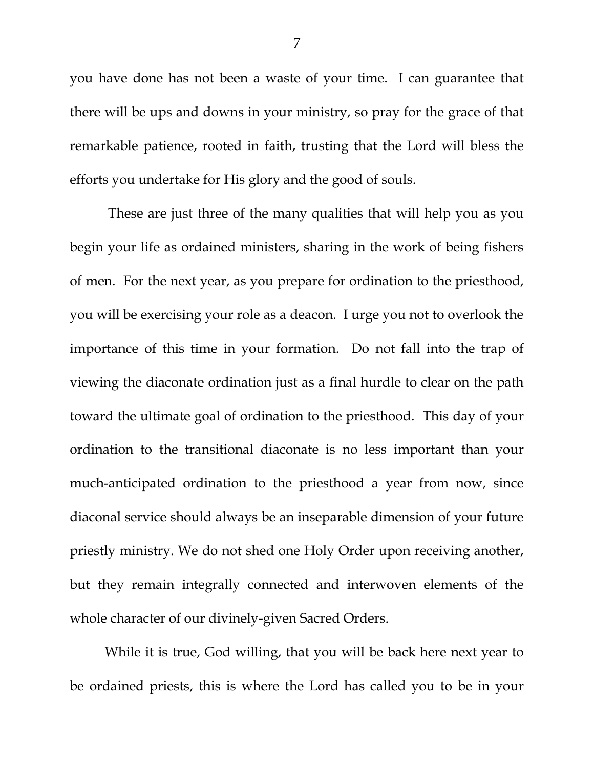you have done has not been a waste of your time. I can guarantee that there will be ups and downs in your ministry, so pray for the grace of that remarkable patience, rooted in faith, trusting that the Lord will bless the efforts you undertake for His glory and the good of souls.

These are just three of the many qualities that will help you as you begin your life as ordained ministers, sharing in the work of being fishers of men. For the next year, as you prepare for ordination to the priesthood, you will be exercising your role as a deacon. I urge you not to overlook the importance of this time in your formation. Do not fall into the trap of viewing the diaconate ordination just as a final hurdle to clear on the path toward the ultimate goal of ordination to the priesthood. This day of your ordination to the transitional diaconate is no less important than your much-anticipated ordination to the priesthood a year from now, since diaconal service should always be an inseparable dimension of your future priestly ministry. We do not shed one Holy Order upon receiving another, but they remain integrally connected and interwoven elements of the whole character of our divinely-given Sacred Orders.

While it is true, God willing, that you will be back here next year to be ordained priests, this is where the Lord has called you to be in your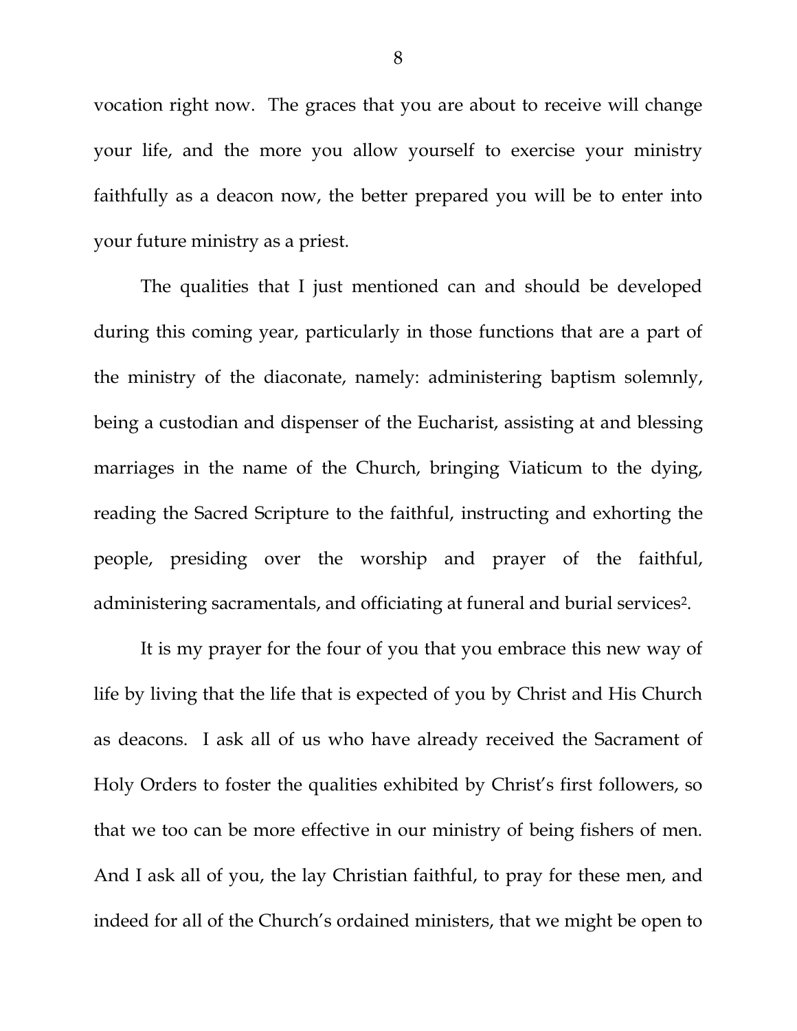vocation right now. The graces that you are about to receive will change your life, and the more you allow yourself to exercise your ministry faithfully as a deacon now, the better prepared you will be to enter into your future ministry as a priest.

The qualities that I just mentioned can and should be developed during this coming year, particularly in those functions that are a part of the ministry of the diaconate, namely: administering baptism solemnly, being a custodian and dispenser of the Eucharist, assisting at and blessing marriages in the name of the Church, bringing Viaticum to the dying, reading the Sacred Scripture to the faithful, instructing and exhorting the people, presiding over the worship and prayer of the faithful, administering sacramentals, and officiating at funeral and burial services[2].

It is my prayer for the four of you that you embrace this new way of life by living that the life that is expected of you by Christ and His Church as deacons. I ask all of us who have already received the Sacrament of Holy Orders to foster the qualities exhibited by Christ's first followers, so that we too can be more effective in our ministry of being fishers of men. And I ask all of you, the lay Christian faithful, to pray for these men, and indeed for all of the Church's ordained ministers, that we might be open to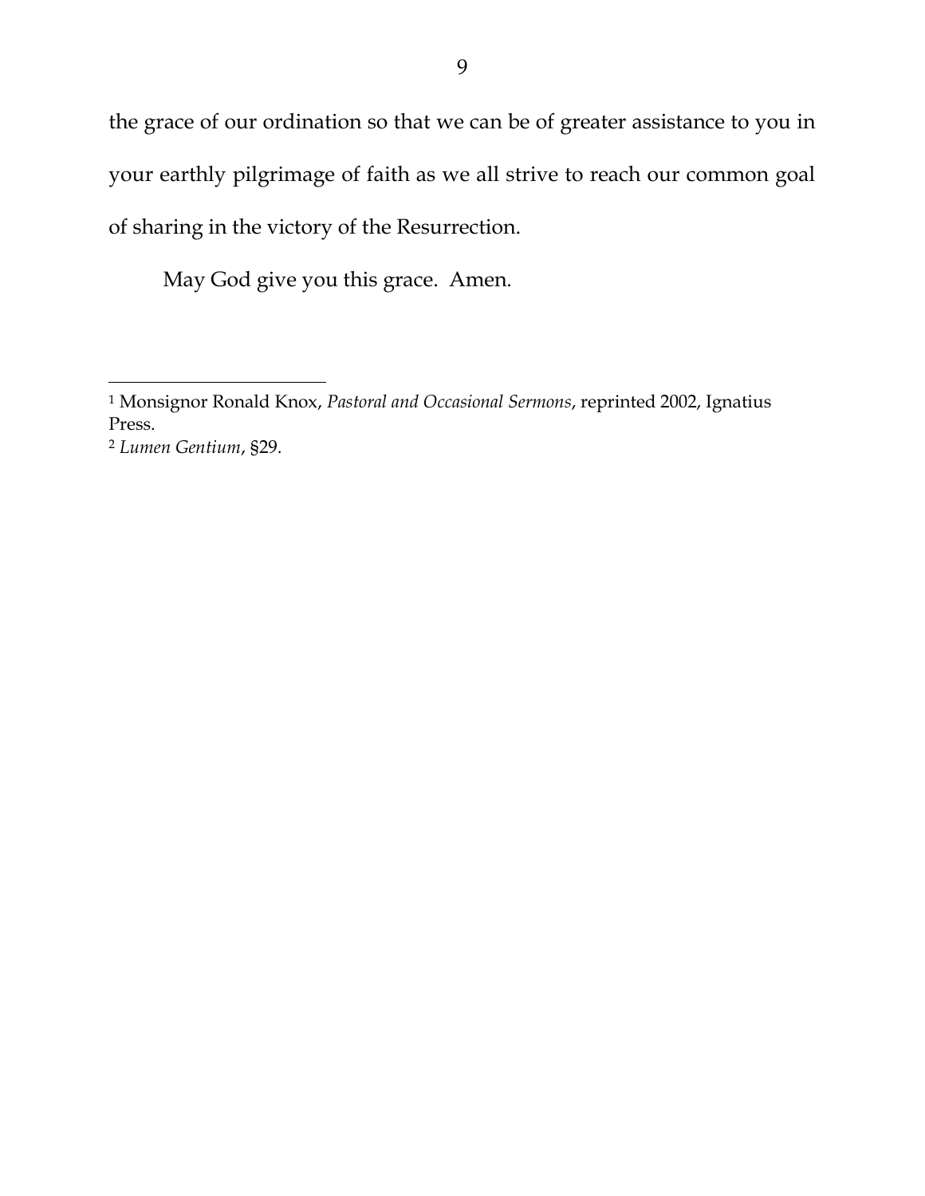the grace of our ordination so that we can be of greater assistance to you in your earthly pilgrimage of faith as we all strive to reach our common goal of sharing in the victory of the Resurrection.

May God give you this grace. Amen.

---

[1] Monsignor Ronald Knox, *Pastoral and Occasional Sermons*, reprinted 2002, Ignatius Press.

[2] *Lumen Gentium*, §29.